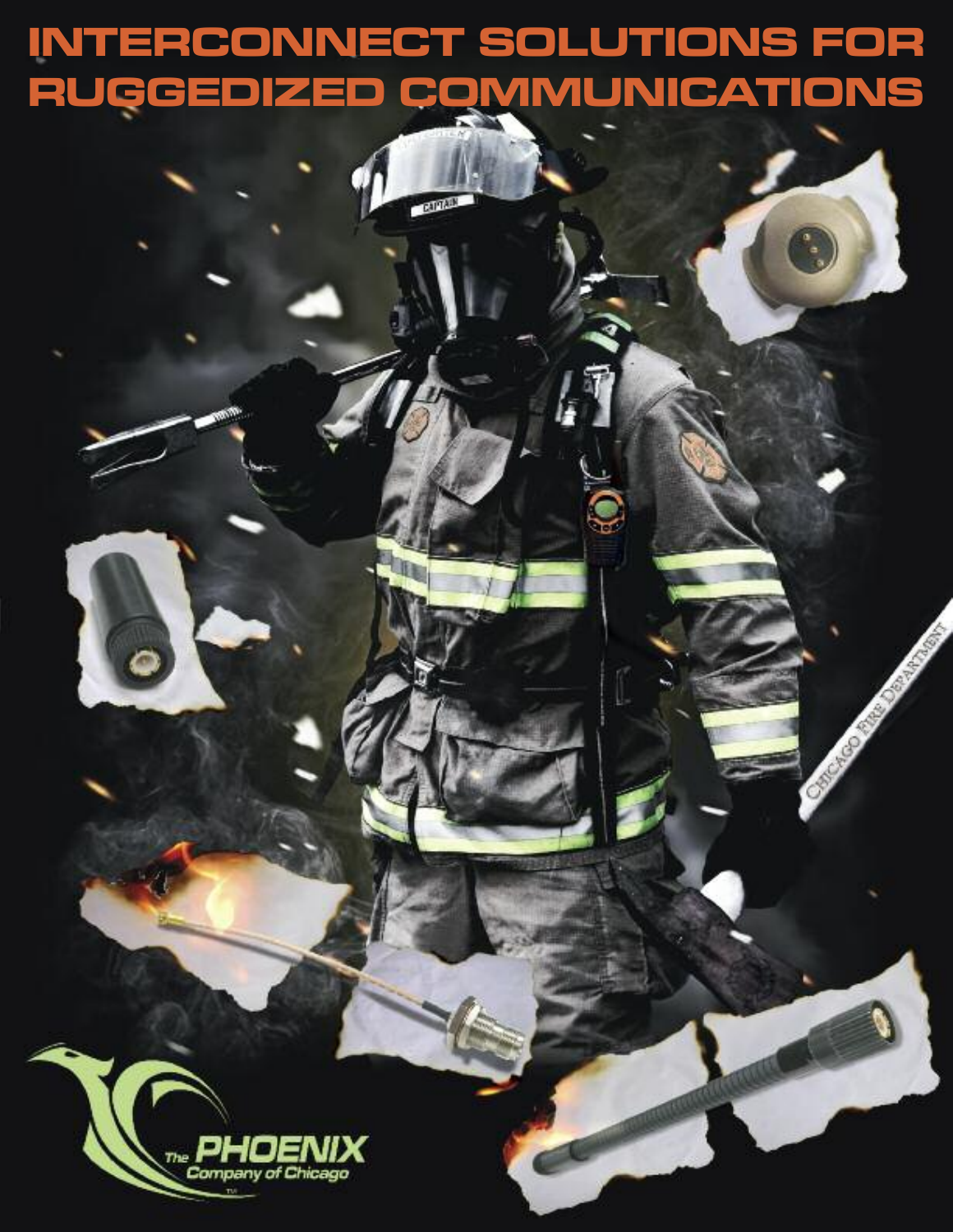# INTERCONNECT SOLUTIONS FOR RUGGEDIZED COMMUNICATIONS

The PHOENIX Company of Chicago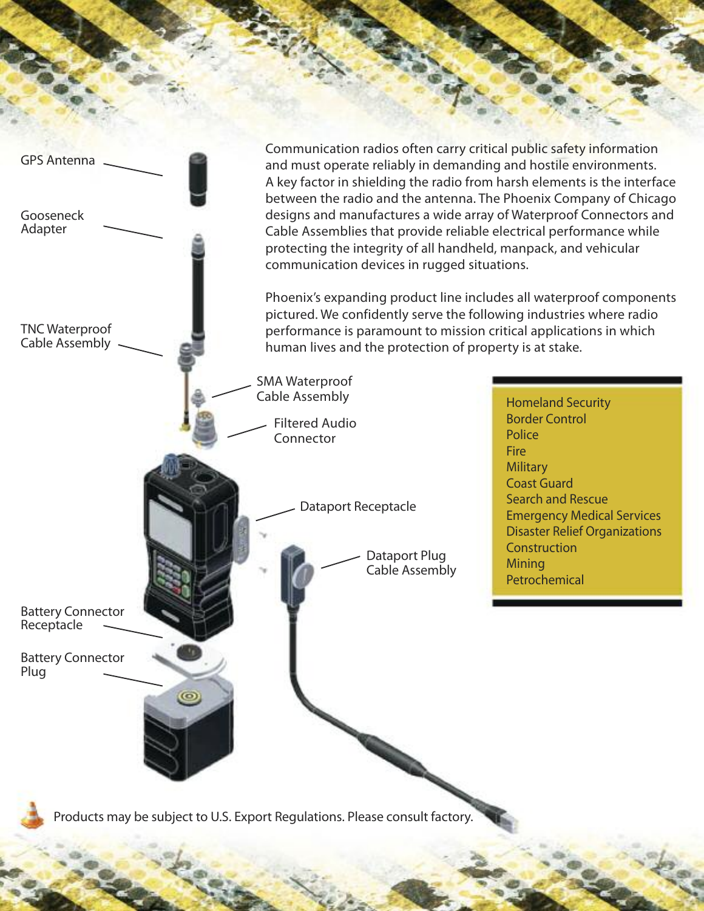GPS Antenna

Gooseneck Adapter

TNC Waterproof Cable Assembly

SMA Waterproof Cable Assembly

Filtered Audio Connector

Dataport Receptacle

Dataport Plug Cable Assembly

Battery Connector Receptacle

Battery Connector Plug

Communication radios often carry critical public safety information and must operate reliably in demanding and hostile environments. A key factor in shielding the radio from harsh elements is the interface between the radio and the antenna. The Phoenix Company of Chicago designs and manufactures a wide array of Waterproof Connectors and Cable Assemblies that provide reliable electrical performance while protecting the integrity of all handheld, manpack, and vehicular communication devices in rugged situations.

Phoenix's expanding product line includes all waterproof components pictured. We confidently serve the following industries where radio performance is paramount to mission critical applications in which human lives and the protection of property is at stake.

- Homeland Security
- Border Control
- Police
- Fire
- Military
- Coast Guard
- Search and Rescue
- Emergency Medical Services
- Disaster Relief Organizations
- Construction
- Mining
- Petrochemical

Products may be subject to U.S. Export Regulations. Please consult factory.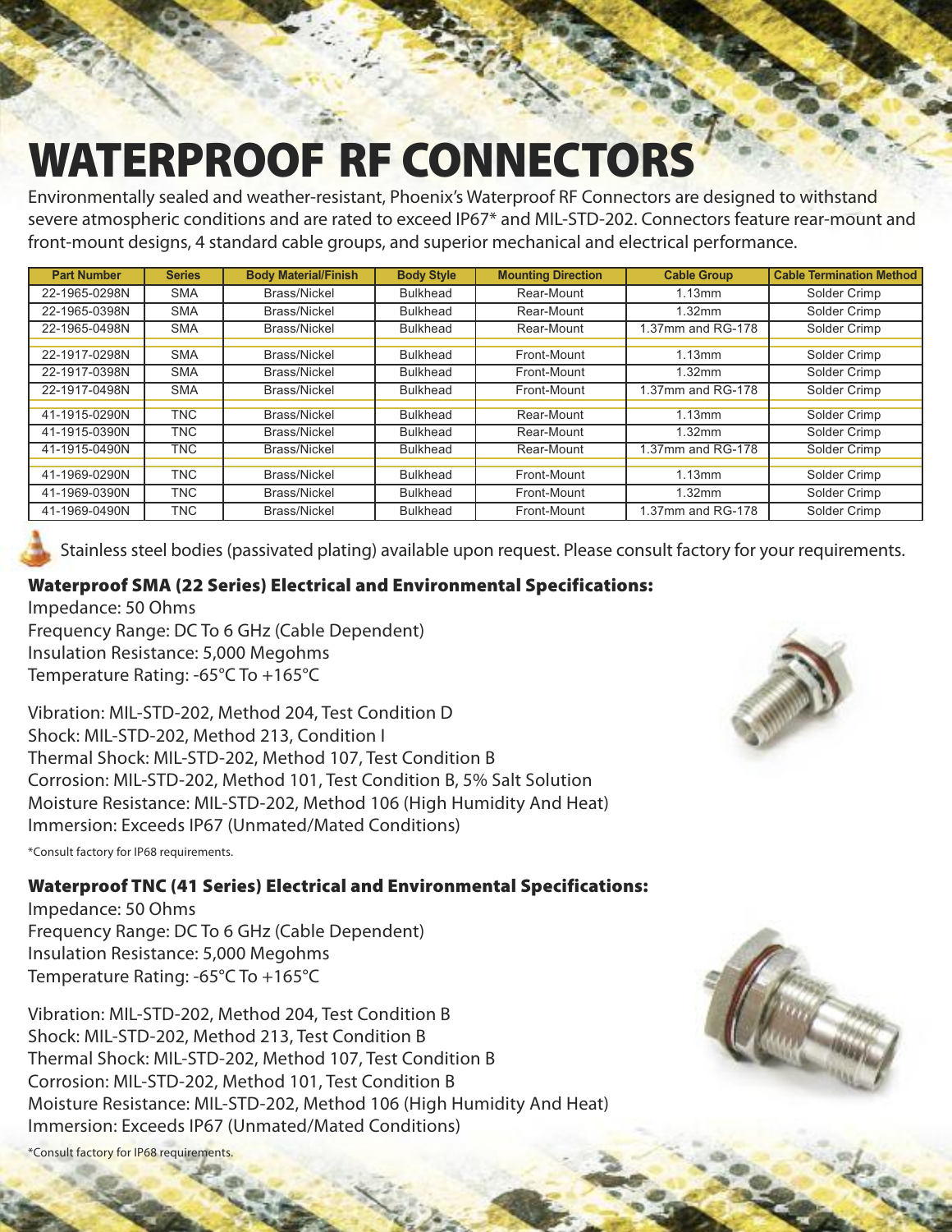# WATERPROOF RF CONNECTORS

Environmentally sealed and weather-resistant, Phoenix's Waterproof RF Connectors are designed to withstand severe atmospheric conditions and are rated to exceed IP67* and MIL-STD-202. Connectors feature rear-mount and front-mount designs, 4 standard cable groups, and superior mechanical and electrical performance.

| Part Number | Series | Body Material/Finish | Body Style | Mounting Direction | Cable Group | Cable Termination Method |
|---|---|---|---|---|---|---|
| 22-1965-0298N | SMA | Brass/Nickel | Bulkhead | Rear-Mount | 1.13mm | Solder Crimp |
| 22-1965-0398N | SMA | Brass/Nickel | Bulkhead | Rear-Mount | 1.32mm | Solder Crimp |
| 22-1965-0498N | SMA | Brass/Nickel | Bulkhead | Rear-Mount | 1.37mm and RG-178 | Solder Crimp |
| 22-1917-0298N | SMA | Brass/Nickel | Bulkhead | Front-Mount | 1.13mm | Solder Crimp |
| 22-1917-0398N | SMA | Brass/Nickel | Bulkhead | Front-Mount | 1.32mm | Solder Crimp |
| 22-1917-0498N | SMA | Brass/Nickel | Bulkhead | Front-Mount | 1.37mm and RG-178 | Solder Crimp |
| 41-1915-0290N | TNC | Brass/Nickel | Bulkhead | Rear-Mount | 1.13mm | Solder Crimp |
| 41-1915-0390N | TNC | Brass/Nickel | Bulkhead | Rear-Mount | 1.32mm | Solder Crimp |
| 41-1915-0490N | TNC | Brass/Nickel | Bulkhead | Rear-Mount | 1.37mm and RG-178 | Solder Crimp |
| 41-1969-0290N | TNC | Brass/Nickel | Bulkhead | Front-Mount | 1.13mm | Solder Crimp |
| 41-1969-0390N | TNC | Brass/Nickel | Bulkhead | Front-Mount | 1.32mm | Solder Crimp |
| 41-1969-0490N | TNC | Brass/Nickel | Bulkhead | Front-Mount | 1.37mm and RG-178 | Solder Crimp |

Stainless steel bodies (passivated plating) available upon request. Please consult factory for your requirements.

### Waterproof SMA (22 Series) Electrical and Environmental Specifications:

Impedance: 50 Ohms
Frequency Range: DC To 6 GHz (Cable Dependent)
Insulation Resistance: 5,000 Megohms
Temperature Rating: -65°C To +165°C

Vibration: MIL-STD-202, Method 204, Test Condition D
Shock: MIL-STD-202, Method 213, Condition I
Thermal Shock: MIL-STD-202, Method 107, Test Condition B
Corrosion: MIL-STD-202, Method 101, Test Condition B, 5% Salt Solution
Moisture Resistance: MIL-STD-202, Method 106 (High Humidity And Heat)
Immersion: Exceeds IP67 (Unmated/Mated Conditions)

*Consult factory for IP68 requirements.

### Waterproof TNC (41 Series) Electrical and Environmental Specifications:

Impedance: 50 Ohms
Frequency Range: DC To 6 GHz (Cable Dependent)
Insulation Resistance: 5,000 Megohms
Temperature Rating: -65°C To +165°C

Vibration: MIL-STD-202, Method 204, Test Condition B
Shock: MIL-STD-202, Method 213, Test Condition B
Thermal Shock: MIL-STD-202, Method 107, Test Condition B
Corrosion: MIL-STD-202, Method 101, Test Condition B
Moisture Resistance: MIL-STD-202, Method 106 (High Humidity And Heat)
Immersion: Exceeds IP67 (Unmated/Mated Conditions)

*Consult factory for IP68 requirements.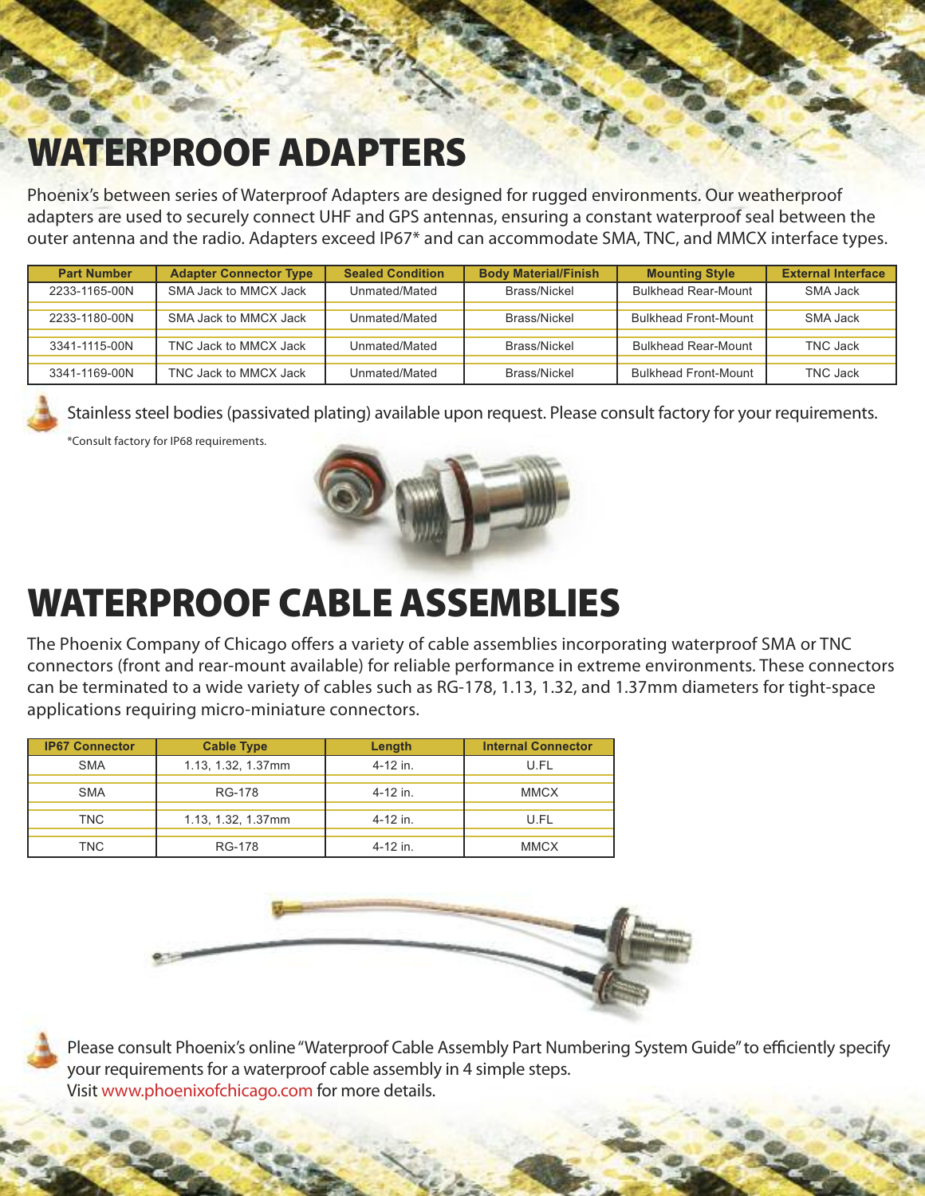# WATERPROOF ADAPTERS

Phoenix's between series of Waterproof Adapters are designed for rugged environments. Our weatherproof adapters are used to securely connect UHF and GPS antennas, ensuring a constant waterproof seal between the outer antenna and the radio. Adapters exceed IP67* and can accommodate SMA, TNC, and MMCX interface types.

| Part Number | Adapter Connector Type | Sealed Condition | Body Material/Finish | Mounting Style | External Interface |
|---|---|---|---|---|---|
| 2233-1165-00N | SMA Jack to MMCX Jack | Unmated/Mated | Brass/Nickel | Bulkhead Rear-Mount | SMA Jack |
| 2233-1180-00N | SMA Jack to MMCX Jack | Unmated/Mated | Brass/Nickel | Bulkhead Front-Mount | SMA Jack |
| 3341-1115-00N | TNC Jack to MMCX Jack | Unmated/Mated | Brass/Nickel | Bulkhead Rear-Mount | TNC Jack |
| 3341-1169-00N | TNC Jack to MMCX Jack | Unmated/Mated | Brass/Nickel | Bulkhead Front-Mount | TNC Jack |

Stainless steel bodies (passivated plating) available upon request. Please consult factory for your requirements.

*Consult factory for IP68 requirements.

# WATERPROOF CABLE ASSEMBLIES

The Phoenix Company of Chicago offers a variety of cable assemblies incorporating waterproof SMA or TNC connectors (front and rear-mount available) for reliable performance in extreme environments. These connectors can be terminated to a wide variety of cables such as RG-178, 1.13, 1.32, and 1.37mm diameters for tight-space applications requiring micro-miniature connectors.

| IP67 Connector | Cable Type | Length | Internal Connector |
|---|---|---|---|
| SMA | 1.13, 1.32, 1.37mm | 4-12 in. | U.FL |
| SMA | RG-178 | 4-12 in. | MMCX |
| TNC | 1.13, 1.32, 1.37mm | 4-12 in. | U.FL |
| TNC | RG-178 | 4-12 in. | MMCX |

Please consult Phoenix's online "Waterproof Cable Assembly Part Numbering System Guide" to efficiently specify your requirements for a waterproof cable assembly in 4 simple steps.
Visit www.phoenixofchicago.com for more details.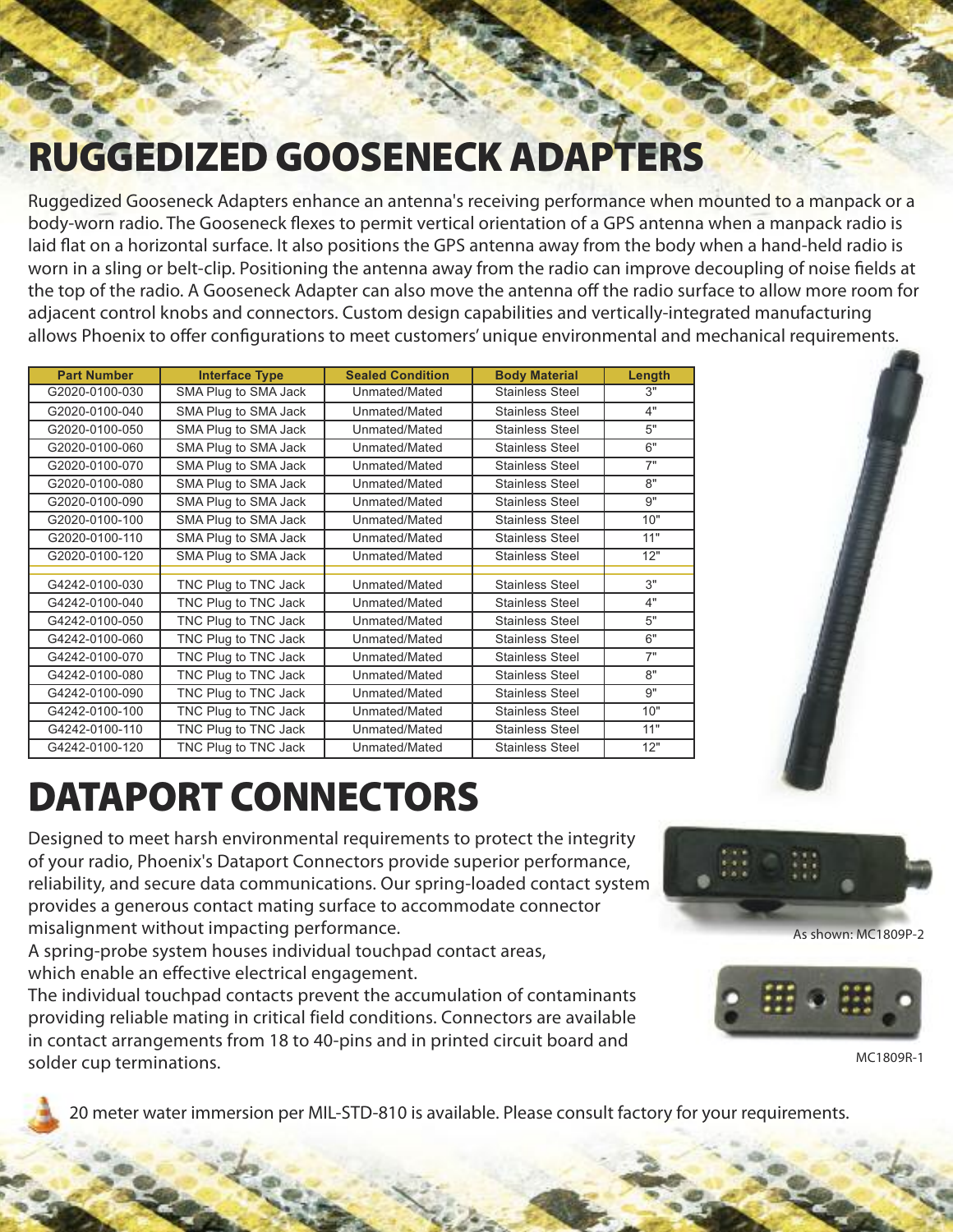# RUGGEDIZED GOOSENECK ADAPTERS

Ruggedized Gooseneck Adapters enhance an antenna's receiving performance when mounted to a manpack or a body-worn radio. The Gooseneck flexes to permit vertical orientation of a GPS antenna when a manpack radio is laid flat on a horizontal surface. It also positions the GPS antenna away from the body when a hand-held radio is worn in a sling or belt-clip. Positioning the antenna away from the radio can improve decoupling of noise fields at the top of the radio. A Gooseneck Adapter can also move the antenna off the radio surface to allow more room for adjacent control knobs and connectors. Custom design capabilities and vertically-integrated manufacturing allows Phoenix to offer configurations to meet customers' unique environmental and mechanical requirements.

| Part Number | Interface Type | Sealed Condition | Body Material | Length |
|---|---|---|---|---|
| G2020-0100-030 | SMA Plug to SMA Jack | Unmated/Mated | Stainless Steel | 3" |
| G2020-0100-040 | SMA Plug to SMA Jack | Unmated/Mated | Stainless Steel | 4" |
| G2020-0100-050 | SMA Plug to SMA Jack | Unmated/Mated | Stainless Steel | 5" |
| G2020-0100-060 | SMA Plug to SMA Jack | Unmated/Mated | Stainless Steel | 6" |
| G2020-0100-070 | SMA Plug to SMA Jack | Unmated/Mated | Stainless Steel | 7" |
| G2020-0100-080 | SMA Plug to SMA Jack | Unmated/Mated | Stainless Steel | 8" |
| G2020-0100-090 | SMA Plug to SMA Jack | Unmated/Mated | Stainless Steel | 9" |
| G2020-0100-100 | SMA Plug to SMA Jack | Unmated/Mated | Stainless Steel | 10" |
| G2020-0100-110 | SMA Plug to SMA Jack | Unmated/Mated | Stainless Steel | 11" |
| G2020-0100-120 | SMA Plug to SMA Jack | Unmated/Mated | Stainless Steel | 12" |
| G4242-0100-030 | TNC Plug to TNC Jack | Unmated/Mated | Stainless Steel | 3" |
| G4242-0100-040 | TNC Plug to TNC Jack | Unmated/Mated | Stainless Steel | 4" |
| G4242-0100-050 | TNC Plug to TNC Jack | Unmated/Mated | Stainless Steel | 5" |
| G4242-0100-060 | TNC Plug to TNC Jack | Unmated/Mated | Stainless Steel | 6" |
| G4242-0100-070 | TNC Plug to TNC Jack | Unmated/Mated | Stainless Steel | 7" |
| G4242-0100-080 | TNC Plug to TNC Jack | Unmated/Mated | Stainless Steel | 8" |
| G4242-0100-090 | TNC Plug to TNC Jack | Unmated/Mated | Stainless Steel | 9" |
| G4242-0100-100 | TNC Plug to TNC Jack | Unmated/Mated | Stainless Steel | 10" |
| G4242-0100-110 | TNC Plug to TNC Jack | Unmated/Mated | Stainless Steel | 11" |
| G4242-0100-120 | TNC Plug to TNC Jack | Unmated/Mated | Stainless Steel | 12" |

# DATAPORT CONNECTORS

Designed to meet harsh environmental requirements to protect the integrity of your radio, Phoenix's Dataport Connectors provide superior performance, reliability, and secure data communications. Our spring-loaded contact system provides a generous contact mating surface to accommodate connector misalignment without impacting performance.

A spring-probe system houses individual touchpad contact areas, which enable an effective electrical engagement.

The individual touchpad contacts prevent the accumulation of contaminants providing reliable mating in critical field conditions. Connectors are available in contact arrangements from 18 to 40-pins and in printed circuit board and solder cup terminations.

As shown: MC1809P-2

MC1809R-1

20 meter water immersion per MIL-STD-810 is available. Please consult factory for your requirements.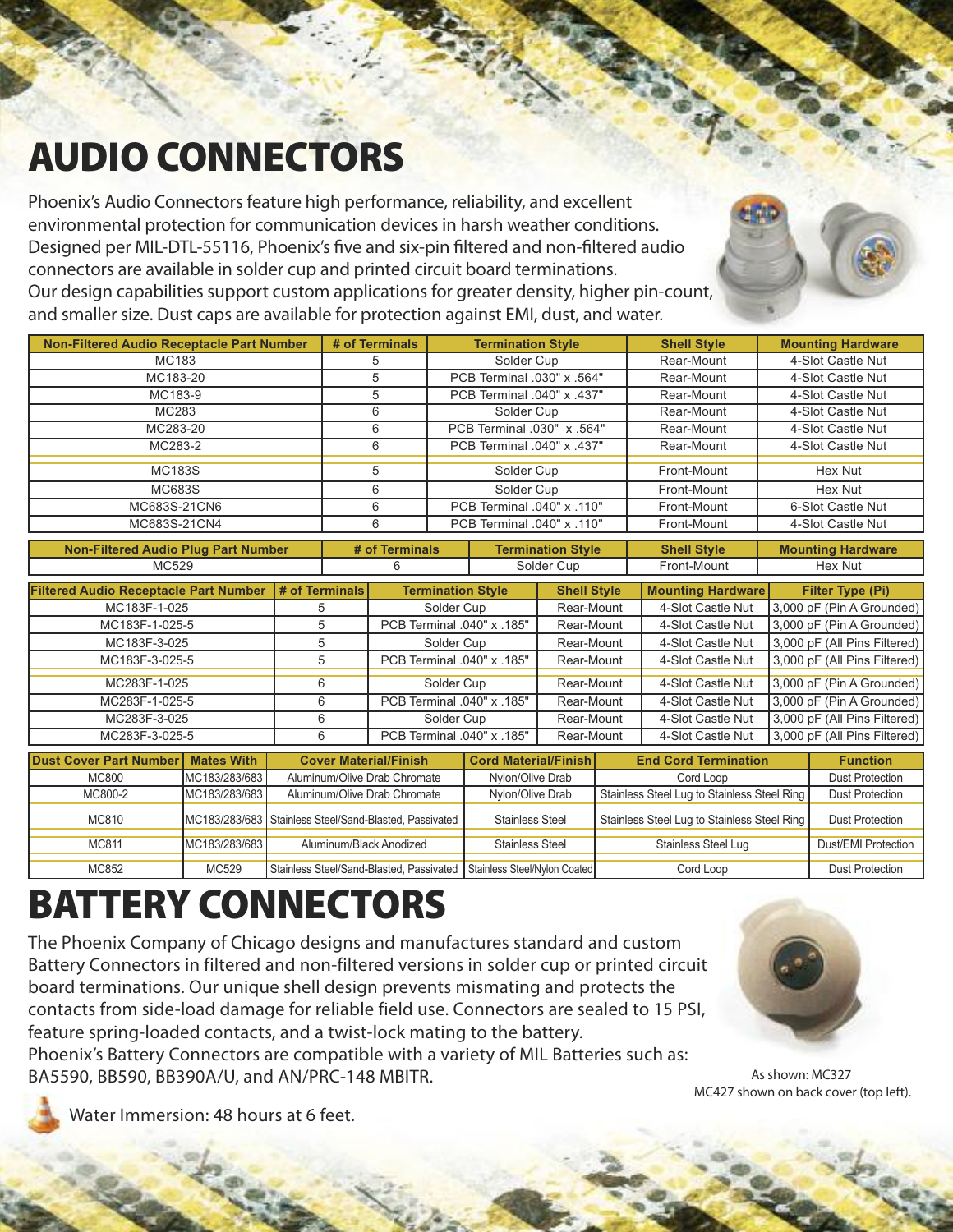# AUDIO CONNECTORS

Phoenix's Audio Connectors feature high performance, reliability, and excellent environmental protection for communication devices in harsh weather conditions. Designed per MIL-DTL-55116, Phoenix's five and six-pin filtered and non-filtered audio connectors are available in solder cup and printed circuit board terminations. Our design capabilities support custom applications for greater density, higher pin-count, and smaller size. Dust caps are available for protection against EMI, dust, and water.

| Non-Filtered Audio Receptacle Part Number | # of Terminals | Termination Style | Shell Style | Mounting Hardware |
|---|---|---|---|---|
| MC183 | 5 | Solder Cup | Rear-Mount | 4-Slot Castle Nut |
| MC183-20 | 5 | PCB Terminal .030" x .564" | Rear-Mount | 4-Slot Castle Nut |
| MC183-9 | 5 | PCB Terminal .040" x .437" | Rear-Mount | 4-Slot Castle Nut |
| MC283 | 6 | Solder Cup | Rear-Mount | 4-Slot Castle Nut |
| MC283-20 | 6 | PCB Terminal .030" x .564" | Rear-Mount | 4-Slot Castle Nut |
| MC283-2 | 6 | PCB Terminal .040" x .437" | Rear-Mount | 4-Slot Castle Nut |
| MC183S | 5 | Solder Cup | Front-Mount | Hex Nut |
| MC683S | 6 | Solder Cup | Front-Mount | Hex Nut |
| MC683S-21CN6 | 6 | PCB Terminal .040" x .110" | Front-Mount | 6-Slot Castle Nut |
| MC683S-21CN4 | 6 | PCB Terminal .040" x .110" | Front-Mount | 4-Slot Castle Nut |

| Non-Filtered Audio Plug Part Number | # of Terminals | Termination Style | Shell Style | Mounting Hardware |
|---|---|---|---|---|
| MC529 | 6 | Solder Cup | Front-Mount | Hex Nut |

| Filtered Audio Receptacle Part Number | # of Terminals | Termination Style | Shell Style | Mounting Hardware | Filter Type (Pi) |
|---|---|---|---|---|---|
| MC183F-1-025 | 5 | Solder Cup | Rear-Mount | 4-Slot Castle Nut | 3,000 pF (Pin A Grounded) |
| MC183F-1-025-5 | 5 | PCB Terminal .040" x .185" | Rear-Mount | 4-Slot Castle Nut | 3,000 pF (Pin A Grounded) |
| MC183F-3-025 | 5 | Solder Cup | Rear-Mount | 4-Slot Castle Nut | 3,000 pF (All Pins Filtered) |
| MC183F-3-025-5 | 5 | PCB Terminal .040" x .185" | Rear-Mount | 4-Slot Castle Nut | 3,000 pF (All Pins Filtered) |
| MC283F-1-025 | 6 | Solder Cup | Rear-Mount | 4-Slot Castle Nut | 3,000 pF (Pin A Grounded) |
| MC283F-1-025-5 | 6 | PCB Terminal .040" x .185" | Rear-Mount | 4-Slot Castle Nut | 3,000 pF (Pin A Grounded) |
| MC283F-3-025 | 6 | Solder Cup | Rear-Mount | 4-Slot Castle Nut | 3,000 pF (All Pins Filtered) |
| MC283F-3-025-5 | 6 | PCB Terminal .040" x .185" | Rear-Mount | 4-Slot Castle Nut | 3,000 pF (All Pins Filtered) |

| Dust Cover Part Number | Mates With | Cover Material/Finish | Cord Material/Finish | End Cord Termination | Function |
|---|---|---|---|---|---|
| MC800 | MC183/283/683 | Aluminum/Olive Drab Chromate | Nylon/Olive Drab | Cord Loop | Dust Protection |
| MC800-2 | MC183/283/683 | Aluminum/Olive Drab Chromate | Nylon/Olive Drab | Stainless Steel Lug to Stainless Steel Ring | Dust Protection |
| MC810 | MC183/283/683 | Stainless Steel/Sand-Blasted, Passivated | Stainless Steel | Stainless Steel Lug to Stainless Steel Ring | Dust Protection |
| MC811 | MC183/283/683 | Aluminum/Black Anodized | Stainless Steel | Stainless Steel Lug | Dust/EMI Protection |
| MC852 | MC529 | Stainless Steel/Sand-Blasted, Passivated | Stainless Steel/Nylon Coated | Cord Loop | Dust Protection |

# BATTERY CONNECTORS

The Phoenix Company of Chicago designs and manufactures standard and custom Battery Connectors in filtered and non-filtered versions in solder cup or printed circuit board terminations. Our unique shell design prevents mismating and protects the contacts from side-load damage for reliable field use. Connectors are sealed to 15 PSI, feature spring-loaded contacts, and a twist-lock mating to the battery.
Phoenix's Battery Connectors are compatible with a variety of MIL Batteries such as: BA5590, BB590, BB390A/U, and AN/PRC-148 MBITR.

As shown: MC327
MC427 shown on back cover (top left).

Water Immersion: 48 hours at 6 feet.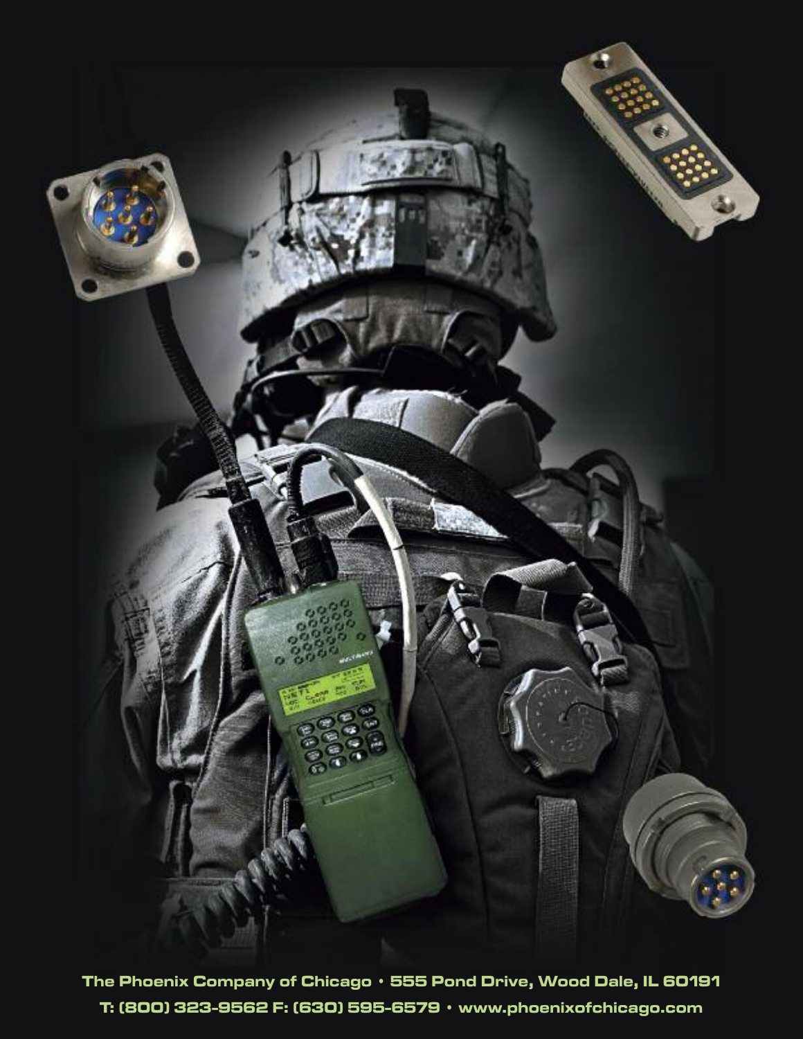The Phoenix Company of Chicago • 555 Pond Drive, Wood Dale, IL 60191

T: (800) 323-9562 F: (630) 595-6579 • www.phoenixofchicago.com